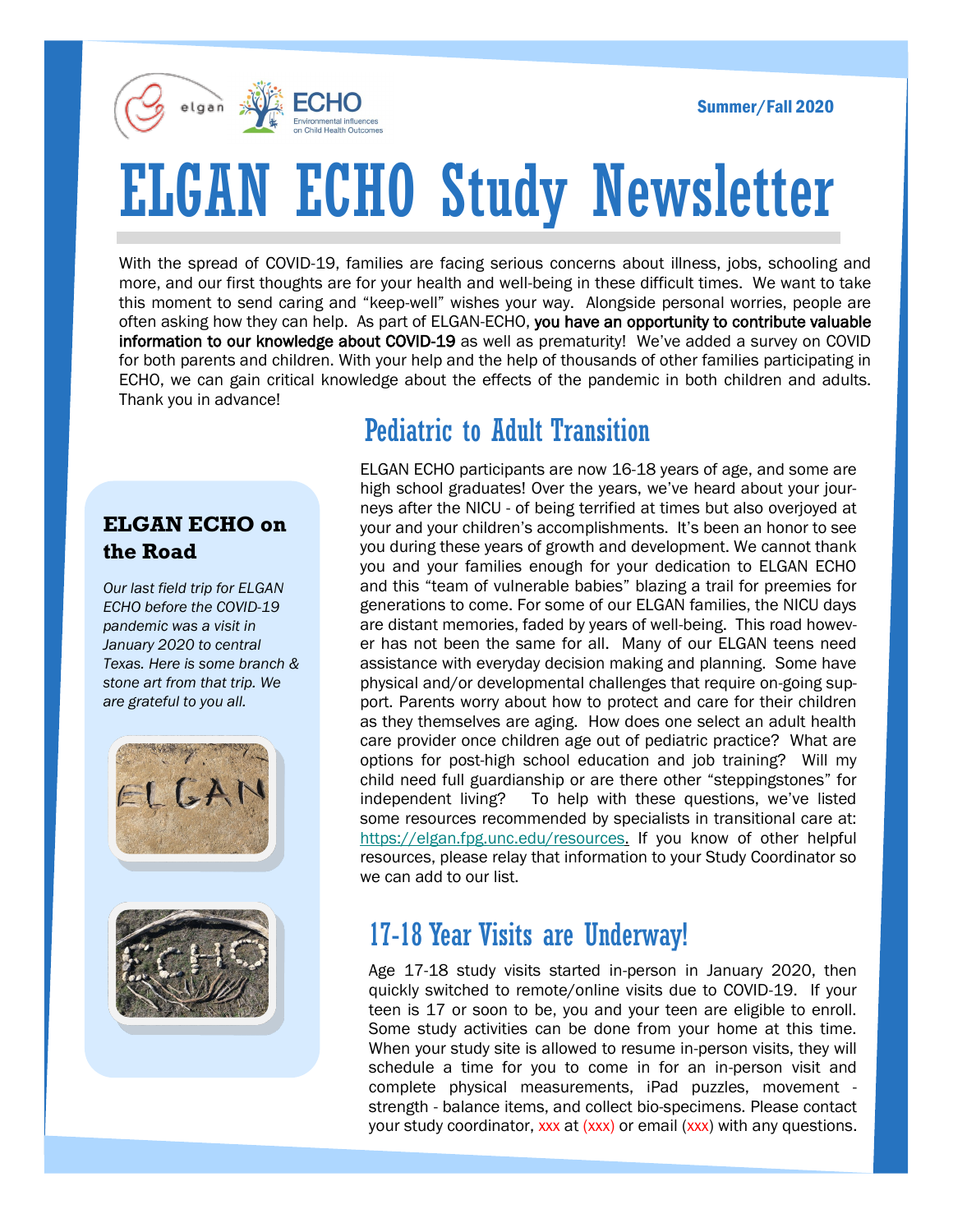Summer/Fall 2020

# ELGAN ECHO Study Newsletter

With the spread of COVID-19, families are facing serious concerns about illness, jobs, schooling and more, and our first thoughts are for your health and well-being in these difficult times. We want to take this moment to send caring and "keep-well" wishes your way. Alongside personal worries, people are often asking how they can help. As part of ELGAN-ECHO, **you have an opportunity to contribute valuable information to our knowledge about COVID-19** as well as prematurity! We've added a survey on COVID for both parents and children. With your help and the help of thousands of other families participating in ECHO, we can gain critical knowledge about the effects of the pandemic in both children and adults. Thank you in advance!

## Pediatric to Adult Transition

ELGAN ECHO participants are now 16-18 years of age, and some are high school graduates! Over the years, we've heard about your journeys after the NICU - of being terrified at times but also overjoyed at your and your children's accomplishments. It's been an honor to see you during these years of growth and development. We cannot thank you and your families enough for your dedication to ELGAN ECHO and this "team of vulnerable babies" blazing a trail for preemies for generations to come. For some of our ELGAN families, the NICU days are distant memories, faded by years of well-being. This road however has not been the same for all. Many of our ELGAN teens need assistance with everyday decision making and planning. Some have physical and/or developmental challenges that require on-going support. Parents worry about how to protect and care for their children as they themselves are aging. How does one select an adult health care provider once children age out of pediatric practice? What are options for post-high school education and job training? Will my child need full guardianship or are there other "steppingstones" for independent living? To help with these questions, we've listed some resources recommended by specialists in transitional care at: https://elgan.fpg.unc.edu/resources. If you know of other helpful resources, please relay that information to your Study Coordinator so we can add to our list.

### ELGAN ECHO on the Road

*Our last field trip for ELGAN ECHO before the COVID-19 pandemic was a visit in January 2020 to central Texas. Here is some branch & stone art from that trip. We are grateful to you all.*

## 17-18 Year Visits are Underway!

Age 17-18 study visits started in-person in January 2020, then quickly switched to remote/online visits due to COVID-19. If your teen is 17 or soon to be, you and your teen are eligible to enroll. Some study activities can be done from your home at this time. When your study site is allowed to resume in-person visits, they will schedule a time for you to come in for an in-person visit and complete physical measurements, iPad puzzles, movement - strength - balance items, and collect bio-specimens. Please contact your study coordinator, xxx at (xxx) or email (xxx) with any questions.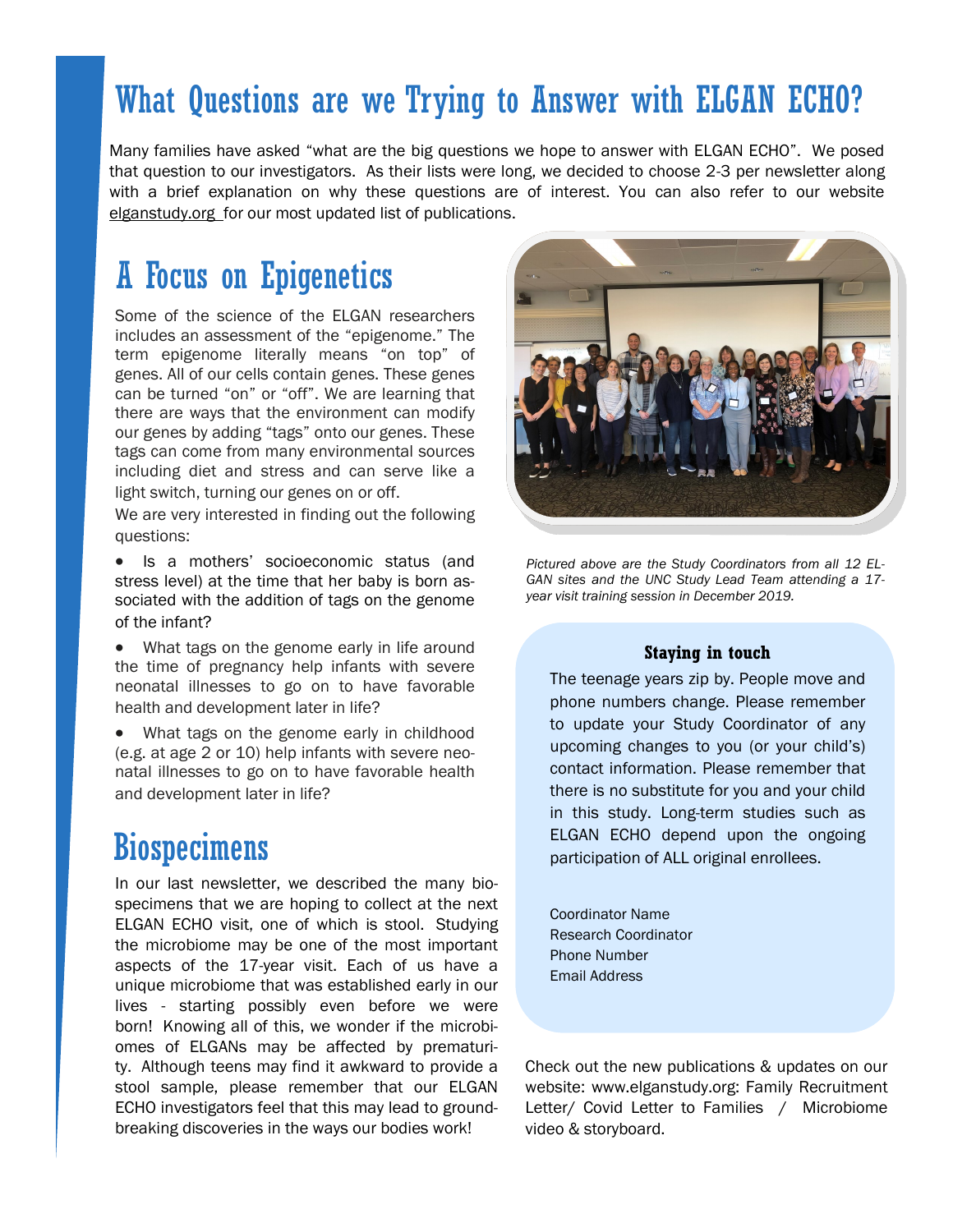# What Questions are we Trying to Answer with ELGAN ECHO?

Many families have asked "what are the big questions we hope to answer with ELGAN ECHO". We posed that question to our investigators. As their lists were long, we decided to choose 2-3 per newsletter along with a brief explanation on why these questions are of interest. You can also refer to our website elganstudy.org for our most updated list of publications.

## A Focus on Epigenetics

Some of the science of the ELGAN researchers includes an assessment of the "epigenome." The term epigenome literally means "on top" of genes. All of our cells contain genes. These genes can be turned "on" or "off". We are learning that there are ways that the environment can modify our genes by adding "tags" onto our genes. These tags can come from many environmental sources including diet and stress and can serve like a light switch, turning our genes on or off.

We are very interested in finding out the following questions:

- Is a mothers' socioeconomic status (and stress level) at the time that her baby is born associated with the addition of tags on the genome of the infant?
- What tags on the genome early in life around the time of pregnancy help infants with severe neonatal illnesses to go on to have favorable health and development later in life?
- What tags on the genome early in childhood (e.g. at age 2 or 10) help infants with severe neonatal illnesses to go on to have favorable health and development later in life?

## Biospecimens

In our last newsletter, we described the many biospecimens that we are hoping to collect at the next ELGAN ECHO visit, one of which is stool. Studying the microbiome may be one of the most important aspects of the 17-year visit. Each of us have a unique microbiome that was established early in our lives - starting possibly even before we were born! Knowing all of this, we wonder if the microbiomes of ELGANs may be affected by prematurity. Although teens may find it awkward to provide a stool sample, please remember that our ELGAN ECHO investigators feel that this may lead to groundbreaking discoveries in the ways our bodies work!

*Pictured above are the Study Coordinators from all 12 ELGAN sites and the UNC Study Lead Team attending a 17-year visit training session in December 2019.*

### Staying in touch

The teenage years zip by. People move and phone numbers change. Please remember to update your Study Coordinator of any upcoming changes to you (or your child's) contact information. Please remember that there is no substitute for you and your child in this study. Long-term studies such as ELGAN ECHO depend upon the ongoing participation of ALL original enrollees.

Coordinator Name
Research Coordinator
Phone Number
Email Address

Check out the new publications & updates on our website: www.elganstudy.org: Family Recruitment Letter/ Covid Letter to Families / Microbiome video & storyboard.